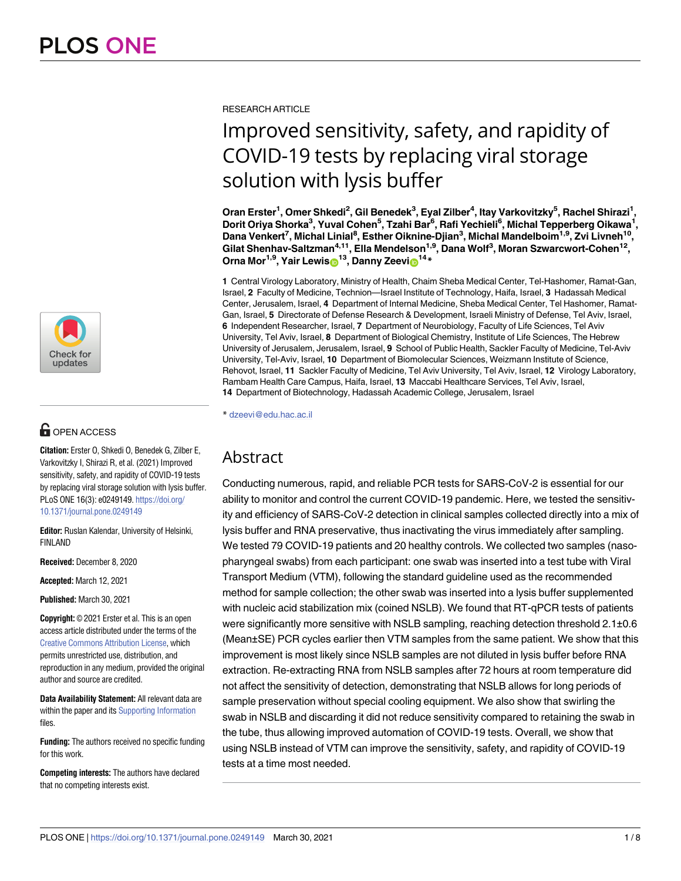RESEARCH ARTICLE

# Improved sensitivity, safety, and rapidity of COVID-19 tests by replacing viral storage solution with lysis buffer

**Oran Erster[1], Omer Shkedi[2], Gil Benedek[3], Eyal Zilber[4], Itay Varkovitzky[5], Rachel Shirazi[1], Dorit Oriya Shorka[3], Yuval Cohen[5], Tzahi Bar[6], Rafi Yechieli[6], Michal Tepperberg Oikawa[1], Dana Venkert[7], Michal Linial[8], Esther Oiknine-Djian[3], Michal Mandelboim[1,9], Zvi Livneh[10], Gilat Shenhav-Saltzman[4,11], Ella Mendelson[1,9], Dana Wolf[3], Moran Szwarcwort-Cohen[12], Orna Mor[1,9], Yair Lewis[13], Danny Zeevi[14]***

**1** Central Virology Laboratory, Ministry of Health, Chaim Sheba Medical Center, Tel-Hashomer, Ramat-Gan, Israel, **2** Faculty of Medicine, Technion—Israel Institute of Technology, Haifa, Israel, **3** Hadassah Medical Center, Jerusalem, Israel, **4** Department of Internal Medicine, Sheba Medical Center, Tel Hashomer, Ramat-Gan, Israel, **5** Directorate of Defense Research & Development, Israeli Ministry of Defense, Tel Aviv, Israel, **6** Independent Researcher, Israel, **7** Department of Neurobiology, Faculty of Life Sciences, Tel Aviv University, Tel Aviv, Israel, **8** Department of Biological Chemistry, Institute of Life Sciences, The Hebrew University of Jerusalem, Jerusalem, Israel, **9** School of Public Health, Sackler Faculty of Medicine, Tel-Aviv University, Tel-Aviv, Israel, **10** Department of Biomolecular Sciences, Weizmann Institute of Science, Rehovot, Israel, **11** Sackler Faculty of Medicine, Tel Aviv University, Tel Aviv, Israel, **12** Virology Laboratory, Rambam Health Care Campus, Haifa, Israel, **13** Maccabi Healthcare Services, Tel Aviv, Israel, **14** Department of Biotechnology, Hadassah Academic College, Jerusalem, Israel

* dzeevi@edu.hac.ac.il

## Abstract

Conducting numerous, rapid, and reliable PCR tests for SARS-CoV-2 is essential for our ability to monitor and control the current COVID-19 pandemic. Here, we tested the sensitivity and efficiency of SARS-CoV-2 detection in clinical samples collected directly into a mix of lysis buffer and RNA preservative, thus inactivating the virus immediately after sampling. We tested 79 COVID-19 patients and 20 healthy controls. We collected two samples (nasopharyngeal swabs) from each participant: one swab was inserted into a test tube with Viral Transport Medium (VTM), following the standard guideline used as the recommended method for sample collection; the other swab was inserted into a lysis buffer supplemented with nucleic acid stabilization mix (coined NSLB). We found that RT-qPCR tests of patients were significantly more sensitive with NSLB sampling, reaching detection threshold 2.1±0.6 (Mean±SE) PCR cycles earlier then VTM samples from the same patient. We show that this improvement is most likely since NSLB samples are not diluted in lysis buffer before RNA extraction. Re-extracting RNA from NSLB samples after 72 hours at room temperature did not affect the sensitivity of detection, demonstrating that NSLB allows for long periods of sample preservation without special cooling equipment. We also show that swirling the swab in NSLB and discarding it did not reduce sensitivity compared to retaining the swab in the tube, thus allowing improved automation of COVID-19 tests. Overall, we show that using NSLB instead of VTM can improve the sensitivity, safety, and rapidity of COVID-19 tests at a time most needed.

OPEN ACCESS

**Citation:** Erster O, Shkedi O, Benedek G, Zilber E, Varkovitzky I, Shirazi R, et al. (2021) Improved sensitivity, safety, and rapidity of COVID-19 tests by replacing viral storage solution with lysis buffer. PLoS ONE 16(3): e0249149. https://doi.org/10.1371/journal.pone.0249149

**Editor:** Ruslan Kalendar, University of Helsinki, FINLAND

**Received:** December 8, 2020

**Accepted:** March 12, 2021

**Published:** March 30, 2021

**Copyright:** © 2021 Erster et al. This is an open access article distributed under the terms of the Creative Commons Attribution License, which permits unrestricted use, distribution, and reproduction in any medium, provided the original author and source are credited.

**Data Availability Statement:** All relevant data are within the paper and its Supporting Information files.

**Funding:** The authors received no specific funding for this work.

**Competing interests:** The authors have declared that no competing interests exist.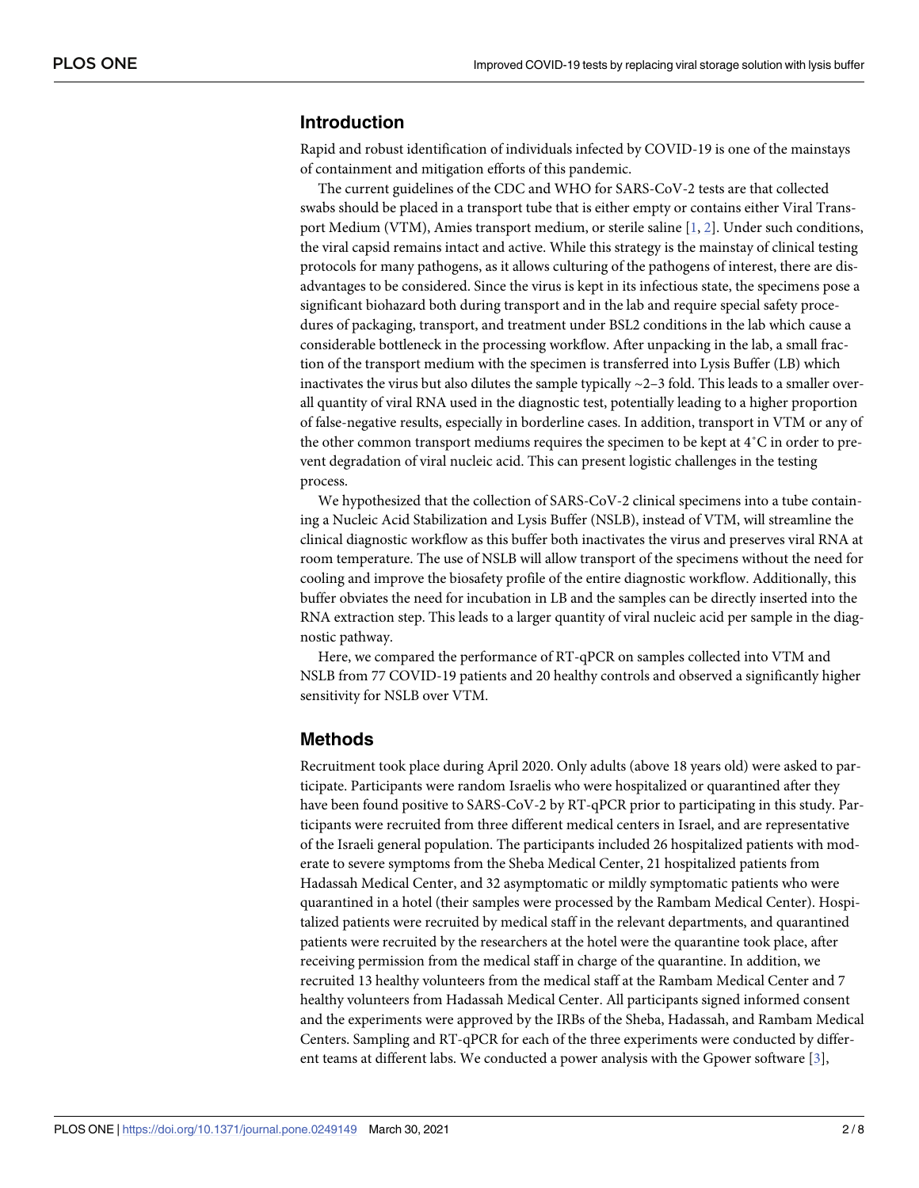## Introduction

Rapid and robust identification of individuals infected by COVID-19 is one of the mainstays of containment and mitigation efforts of this pandemic.

The current guidelines of the CDC and WHO for SARS-CoV-2 tests are that collected swabs should be placed in a transport tube that is either empty or contains either Viral Transport Medium (VTM), Amies transport medium, or sterile saline [1, 2]. Under such conditions, the viral capsid remains intact and active. While this strategy is the mainstay of clinical testing protocols for many pathogens, as it allows culturing of the pathogens of interest, there are disadvantages to be considered. Since the virus is kept in its infectious state, the specimens pose a significant biohazard both during transport and in the lab and require special safety procedures of packaging, transport, and treatment under BSL2 conditions in the lab which cause a considerable bottleneck in the processing workflow. After unpacking in the lab, a small fraction of the transport medium with the specimen is transferred into Lysis Buffer (LB) which inactivates the virus but also dilutes the sample typically ~2–3 fold. This leads to a smaller overall quantity of viral RNA used in the diagnostic test, potentially leading to a higher proportion of false-negative results, especially in borderline cases. In addition, transport in VTM or any of the other common transport mediums requires the specimen to be kept at 4˚C in order to prevent degradation of viral nucleic acid. This can present logistic challenges in the testing process.

We hypothesized that the collection of SARS-CoV-2 clinical specimens into a tube containing a Nucleic Acid Stabilization and Lysis Buffer (NSLB), instead of VTM, will streamline the clinical diagnostic workflow as this buffer both inactivates the virus and preserves viral RNA at room temperature. The use of NSLB will allow transport of the specimens without the need for cooling and improve the biosafety profile of the entire diagnostic workflow. Additionally, this buffer obviates the need for incubation in LB and the samples can be directly inserted into the RNA extraction step. This leads to a larger quantity of viral nucleic acid per sample in the diagnostic pathway.

Here, we compared the performance of RT-qPCR on samples collected into VTM and NSLB from 77 COVID-19 patients and 20 healthy controls and observed a significantly higher sensitivity for NSLB over VTM.

## Methods

Recruitment took place during April 2020. Only adults (above 18 years old) were asked to participate. Participants were random Israelis who were hospitalized or quarantined after they have been found positive to SARS-CoV-2 by RT-qPCR prior to participating in this study. Participants were recruited from three different medical centers in Israel, and are representative of the Israeli general population. The participants included 26 hospitalized patients with moderate to severe symptoms from the Sheba Medical Center, 21 hospitalized patients from Hadassah Medical Center, and 32 asymptomatic or mildly symptomatic patients who were quarantined in a hotel (their samples were processed by the Rambam Medical Center). Hospitalized patients were recruited by medical staff in the relevant departments, and quarantined patients were recruited by the researchers at the hotel were the quarantine took place, after receiving permission from the medical staff in charge of the quarantine. In addition, we recruited 13 healthy volunteers from the medical staff at the Rambam Medical Center and 7 healthy volunteers from Hadassah Medical Center. All participants signed informed consent and the experiments were approved by the IRBs of the Sheba, Hadassah, and Rambam Medical Centers. Sampling and RT-qPCR for each of the three experiments were conducted by different teams at different labs. We conducted a power analysis with the Gpower software [3],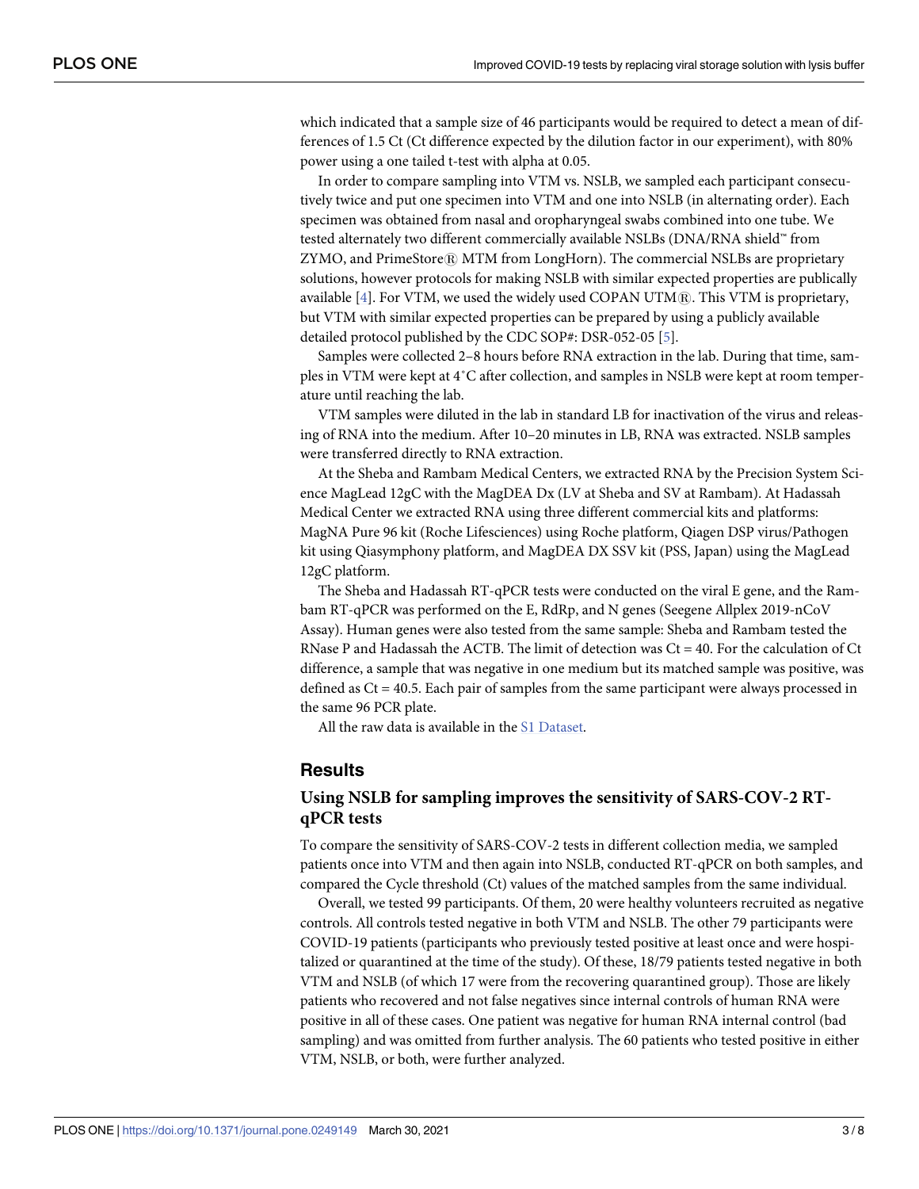which indicated that a sample size of 46 participants would be required to detect a mean of differences of 1.5 Ct (Ct difference expected by the dilution factor in our experiment), with 80% power using a one tailed t-test with alpha at 0.05.

In order to compare sampling into VTM vs. NSLB, we sampled each participant consecutively twice and put one specimen into VTM and one into NSLB (in alternating order). Each specimen was obtained from nasal and oropharyngeal swabs combined into one tube. We tested alternately two different commercially available NSLBs (DNA/RNA shield™ from ZYMO, and PrimeStore® MTM from LongHorn). The commercial NSLBs are proprietary solutions, however protocols for making NSLB with similar expected properties are publically available [4]. For VTM, we used the widely used COPAN UTM®. This VTM is proprietary, but VTM with similar expected properties can be prepared by using a publicly available detailed protocol published by the CDC SOP#: DSR-052-05 [5].

Samples were collected 2–8 hours before RNA extraction in the lab. During that time, samples in VTM were kept at 4˚C after collection, and samples in NSLB were kept at room temperature until reaching the lab.

VTM samples were diluted in the lab in standard LB for inactivation of the virus and releasing of RNA into the medium. After 10–20 minutes in LB, RNA was extracted. NSLB samples were transferred directly to RNA extraction.

At the Sheba and Rambam Medical Centers, we extracted RNA by the Precision System Science MagLead 12gC with the MagDEA Dx (LV at Sheba and SV at Rambam). At Hadassah Medical Center we extracted RNA using three different commercial kits and platforms: MagNA Pure 96 kit (Roche Lifesciences) using Roche platform, Qiagen DSP virus/Pathogen kit using Qiasymphony platform, and MagDEA DX SSV kit (PSS, Japan) using the MagLead 12gC platform.

The Sheba and Hadassah RT-qPCR tests were conducted on the viral E gene, and the Rambam RT-qPCR was performed on the E, RdRp, and N genes (Seegene Allplex 2019-nCoV Assay). Human genes were also tested from the same sample: Sheba and Rambam tested the RNase P and Hadassah the ACTB. The limit of detection was Ct = 40. For the calculation of Ct difference, a sample that was negative in one medium but its matched sample was positive, was defined as Ct = 40.5. Each pair of samples from the same participant were always processed in the same 96 PCR plate.

All the raw data is available in the S1 Dataset.

## Results

### Using NSLB for sampling improves the sensitivity of SARS-COV-2 RT-qPCR tests

To compare the sensitivity of SARS-COV-2 tests in different collection media, we sampled patients once into VTM and then again into NSLB, conducted RT-qPCR on both samples, and compared the Cycle threshold (Ct) values of the matched samples from the same individual.

Overall, we tested 99 participants. Of them, 20 were healthy volunteers recruited as negative controls. All controls tested negative in both VTM and NSLB. The other 79 participants were COVID-19 patients (participants who previously tested positive at least once and were hospitalized or quarantined at the time of the study). Of these, 18/79 patients tested negative in both VTM and NSLB (of which 17 were from the recovering quarantined group). Those are likely patients who recovered and not false negatives since internal controls of human RNA were positive in all of these cases. One patient was negative for human RNA internal control (bad sampling) and was omitted from further analysis. The 60 patients who tested positive in either VTM, NSLB, or both, were further analyzed.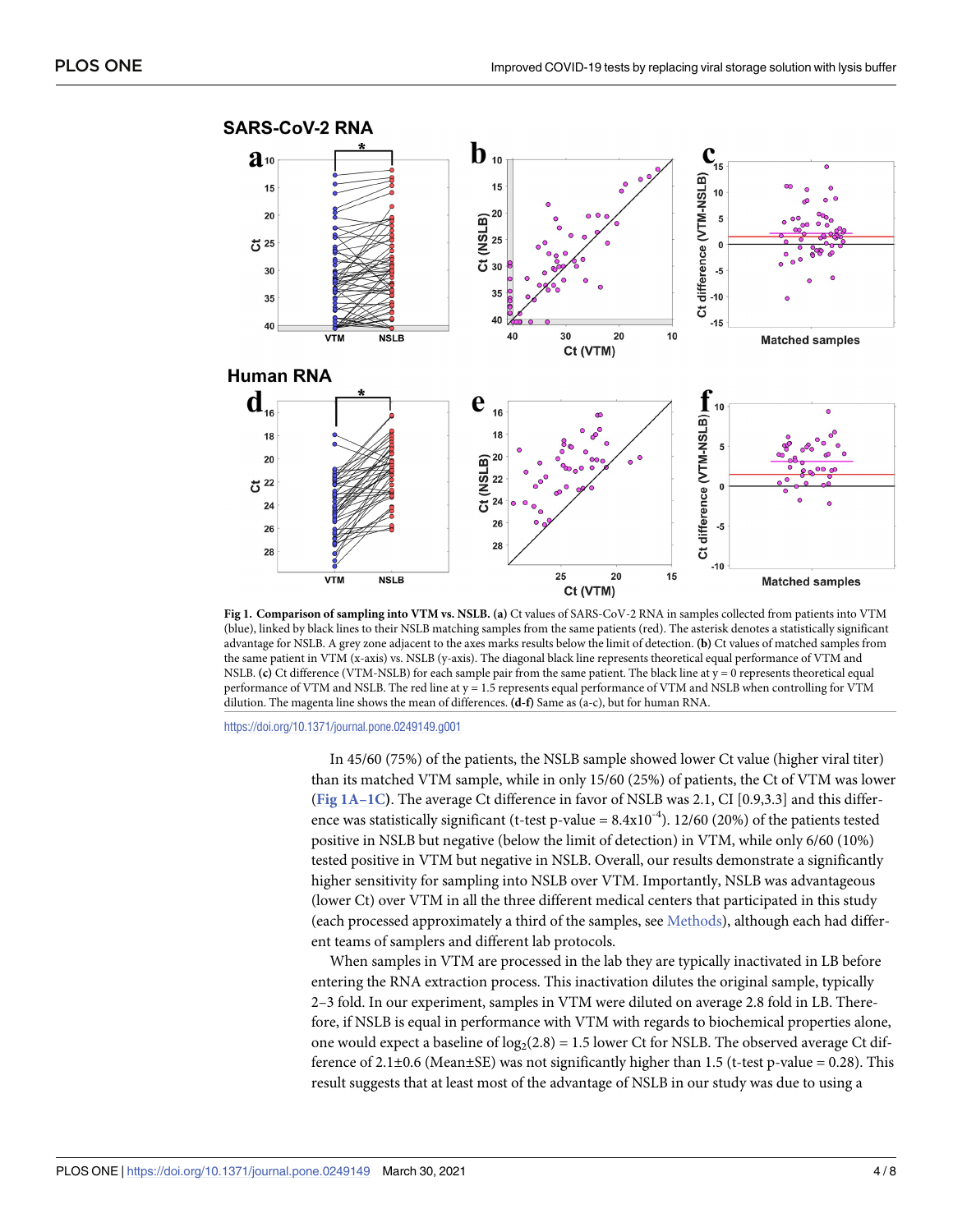**Fig 1. Comparison of sampling into VTM vs. NSLB.** **(a)** Ct values of SARS-CoV-2 RNA in samples collected from patients into VTM (blue), linked by black lines to their NSLB matching samples from the same patients (red). The asterisk denotes a statistically significant advantage for NSLB. A grey zone adjacent to the axes marks results below the limit of detection. **(b)** Ct values of matched samples from the same patient in VTM (x-axis) vs. NSLB (y-axis). The diagonal black line represents theoretical equal performance of VTM and NSLB. **(c)** Ct difference (VTM-NSLB) for each sample pair from the same patient. The black line at y = 0 represents theoretical equal performance of VTM and NSLB. The red line at y = 1.5 represents equal performance of VTM and NSLB when controlling for VTM dilution. The magenta line shows the mean of differences. **(d-f)** Same as (a-c), but for human RNA.

https://doi.org/10.1371/journal.pone.0249149.g001

In 45/60 (75%) of the patients, the NSLB sample showed lower Ct value (higher viral titer) than its matched VTM sample, while in only 15/60 (25%) of patients, the Ct of VTM was lower (Fig 1A–1C). The average Ct difference in favor of NSLB was 2.1, CI [0.9,3.3] and this difference was statistically significant (t-test p-value = $8.4 \times 10^{-4}$). 12/60 (20%) of the patients tested positive in NSLB but negative (below the limit of detection) in VTM, while only 6/60 (10%) tested positive in VTM but negative in NSLB. Overall, our results demonstrate a significantly higher sensitivity for sampling into NSLB over VTM. Importantly, NSLB was advantageous (lower Ct) over VTM in all the three different medical centers that participated in this study (each processed approximately a third of the samples, see Methods), although each had different teams of samplers and different lab protocols.

When samples in VTM are processed in the lab they are typically inactivated in LB before entering the RNA extraction process. This inactivation dilutes the original sample, typically 2–3 fold. In our experiment, samples in VTM were diluted on average 2.8 fold in LB. Therefore, if NSLB is equal in performance with VTM with regards to biochemical properties alone, one would expect a baseline of $\log_2(2.8) = 1.5$ lower Ct for NSLB. The observed average Ct difference of 2.1±0.6 (Mean±SE) was not significantly higher than 1.5 (t-test p-value = 0.28). This result suggests that at least most of the advantage of NSLB in our study was due to using a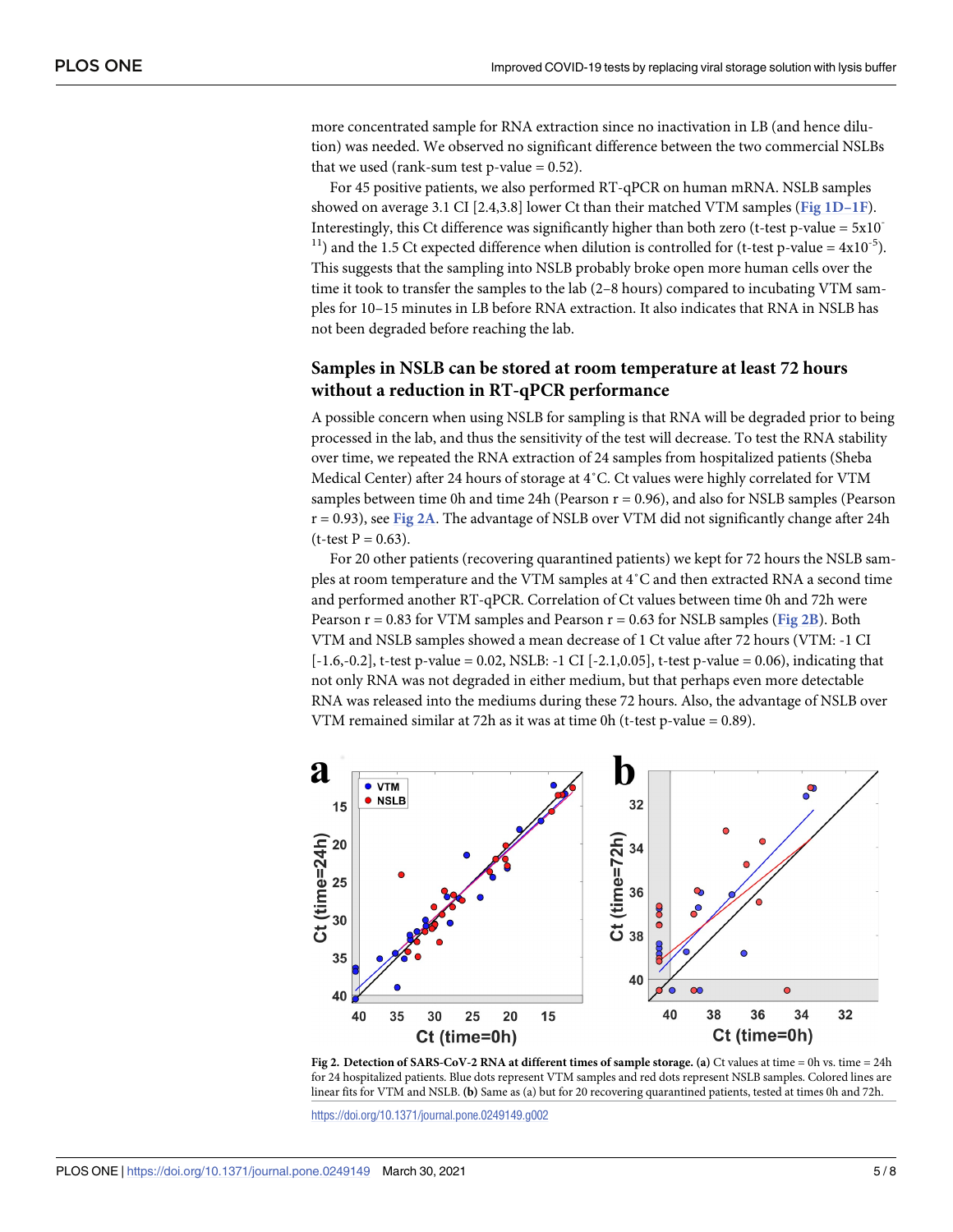more concentrated sample for RNA extraction since no inactivation in LB (and hence dilution) was needed. We observed no significant difference between the two commercial NSLBs that we used (rank-sum test p-value = 0.52).

For 45 positive patients, we also performed RT-qPCR on human mRNA. NSLB samples showed on average 3.1 CI [2.4,3.8] lower Ct than their matched VTM samples (Fig 1D–1F). Interestingly, this Ct difference was significantly higher than both zero (t-test p-value = $5x10^{-11}$) and the 1.5 Ct expected difference when dilution is controlled for (t-test p-value = $4x10^{-5}$). This suggests that the sampling into NSLB probably broke open more human cells over the time it took to transfer the samples to the lab (2–8 hours) compared to incubating VTM samples for 10–15 minutes in LB before RNA extraction. It also indicates that RNA in NSLB has not been degraded before reaching the lab.

## Samples in NSLB can be stored at room temperature at least 72 hours without a reduction in RT-qPCR performance

A possible concern when using NSLB for sampling is that RNA will be degraded prior to being processed in the lab, and thus the sensitivity of the test will decrease. To test the RNA stability over time, we repeated the RNA extraction of 24 samples from hospitalized patients (Sheba Medical Center) after 24 hours of storage at 4˚C. Ct values were highly correlated for VTM samples between time 0h and time 24h (Pearson r = 0.96), and also for NSLB samples (Pearson r = 0.93), see Fig 2A. The advantage of NSLB over VTM did not significantly change after 24h (t-test P = 0.63).

For 20 other patients (recovering quarantined patients) we kept for 72 hours the NSLB samples at room temperature and the VTM samples at 4˚C and then extracted RNA a second time and performed another RT-qPCR. Correlation of Ct values between time 0h and 72h were Pearson r = 0.83 for VTM samples and Pearson r = 0.63 for NSLB samples (Fig 2B). Both VTM and NSLB samples showed a mean decrease of 1 Ct value after 72 hours (VTM: -1 CI [-1.6,-0.2], t-test p-value = 0.02, NSLB: -1 CI [-2.1,0.05], t-test p-value = 0.06), indicating that not only RNA was not degraded in either medium, but that perhaps even more detectable RNA was released into the mediums during these 72 hours. Also, the advantage of NSLB over VTM remained similar at 72h as it was at time 0h (t-test p-value = 0.89).

**Fig 2. Detection of SARS-CoV-2 RNA at different times of sample storage. (a)** Ct values at time = 0h vs. time = 24h for 24 hospitalized patients. Blue dots represent VTM samples and red dots represent NSLB samples. Colored lines are linear fits for VTM and NSLB. **(b)** Same as (a) but for 20 recovering quarantined patients, tested at times 0h and 72h.

https://doi.org/10.1371/journal.pone.0249149.g002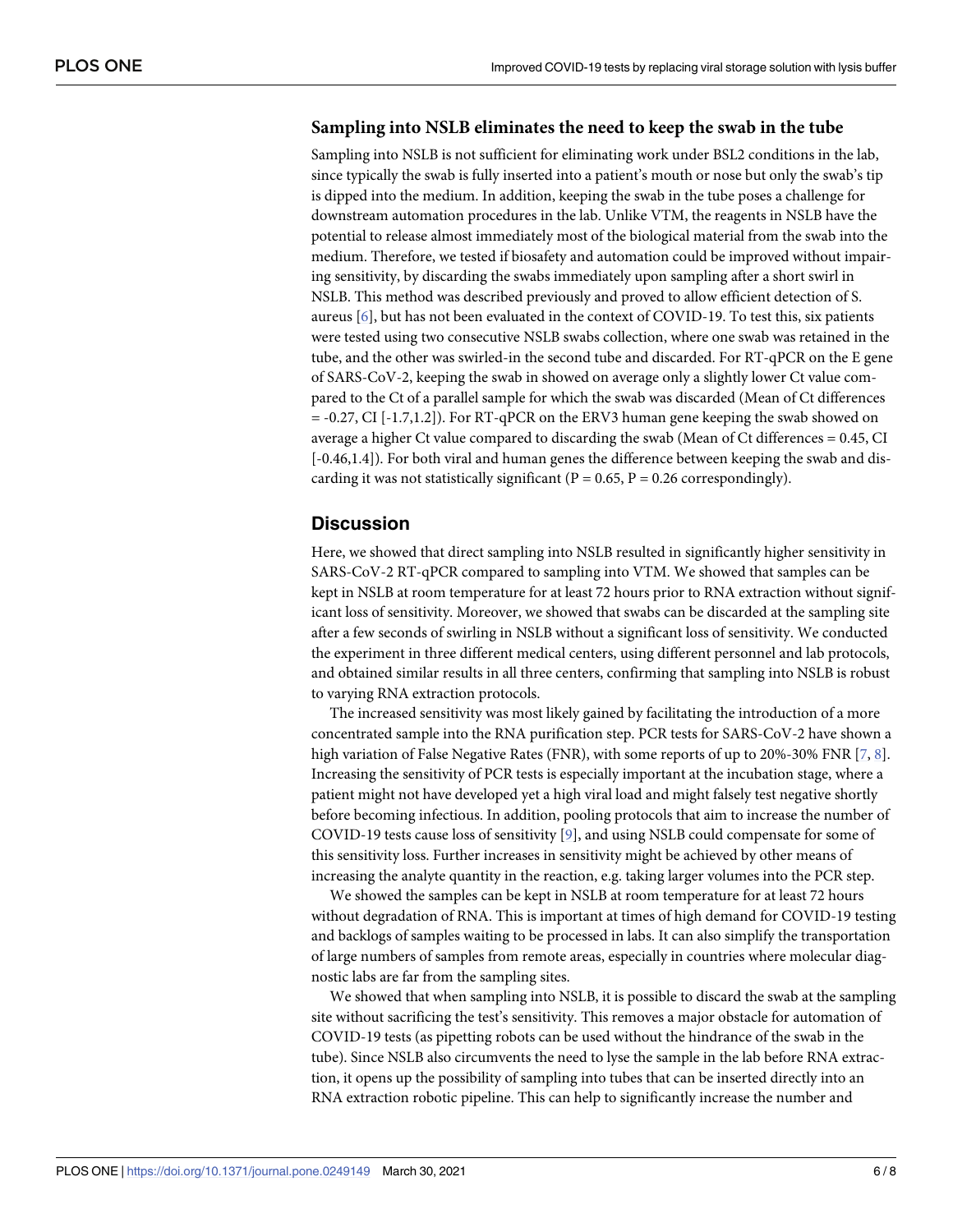### Sampling into NSLB eliminates the need to keep the swab in the tube

Sampling into NSLB is not sufficient for eliminating work under BSL2 conditions in the lab, since typically the swab is fully inserted into a patient's mouth or nose but only the swab's tip is dipped into the medium. In addition, keeping the swab in the tube poses a challenge for downstream automation procedures in the lab. Unlike VTM, the reagents in NSLB have the potential to release almost immediately most of the biological material from the swab into the medium. Therefore, we tested if biosafety and automation could be improved without impairing sensitivity, by discarding the swabs immediately upon sampling after a short swirl in NSLB. This method was described previously and proved to allow efficient detection of S. aureus [6], but has not been evaluated in the context of COVID-19. To test this, six patients were tested using two consecutive NSLB swabs collection, where one swab was retained in the tube, and the other was swirled-in the second tube and discarded. For RT-qPCR on the E gene of SARS-CoV-2, keeping the swab in showed on average only a slightly lower Ct value compared to the Ct of a parallel sample for which the swab was discarded (Mean of Ct differences = -0.27, CI [-1.7,1.2]). For RT-qPCR on the ERV3 human gene keeping the swab showed on average a higher Ct value compared to discarding the swab (Mean of Ct differences = 0.45, CI [-0.46,1.4]). For both viral and human genes the difference between keeping the swab and discarding it was not statistically significant ($P = 0.65$, $P = 0.26$ correspondingly).

## Discussion

Here, we showed that direct sampling into NSLB resulted in significantly higher sensitivity in SARS-CoV-2 RT-qPCR compared to sampling into VTM. We showed that samples can be kept in NSLB at room temperature for at least 72 hours prior to RNA extraction without significant loss of sensitivity. Moreover, we showed that swabs can be discarded at the sampling site after a few seconds of swirling in NSLB without a significant loss of sensitivity. We conducted the experiment in three different medical centers, using different personnel and lab protocols, and obtained similar results in all three centers, confirming that sampling into NSLB is robust to varying RNA extraction protocols.

The increased sensitivity was most likely gained by facilitating the introduction of a more concentrated sample into the RNA purification step. PCR tests for SARS-CoV-2 have shown a high variation of False Negative Rates (FNR), with some reports of up to 20%-30% FNR [7, 8]. Increasing the sensitivity of PCR tests is especially important at the incubation stage, where a patient might not have developed yet a high viral load and might falsely test negative shortly before becoming infectious. In addition, pooling protocols that aim to increase the number of COVID-19 tests cause loss of sensitivity [9], and using NSLB could compensate for some of this sensitivity loss. Further increases in sensitivity might be achieved by other means of increasing the analyte quantity in the reaction, e.g. taking larger volumes into the PCR step.

We showed the samples can be kept in NSLB at room temperature for at least 72 hours without degradation of RNA. This is important at times of high demand for COVID-19 testing and backlogs of samples waiting to be processed in labs. It can also simplify the transportation of large numbers of samples from remote areas, especially in countries where molecular diagnostic labs are far from the sampling sites.

We showed that when sampling into NSLB, it is possible to discard the swab at the sampling site without sacrificing the test's sensitivity. This removes a major obstacle for automation of COVID-19 tests (as pipetting robots can be used without the hindrance of the swab in the tube). Since NSLB also circumvents the need to lyse the sample in the lab before RNA extraction, it opens up the possibility of sampling into tubes that can be inserted directly into an RNA extraction robotic pipeline. This can help to significantly increase the number and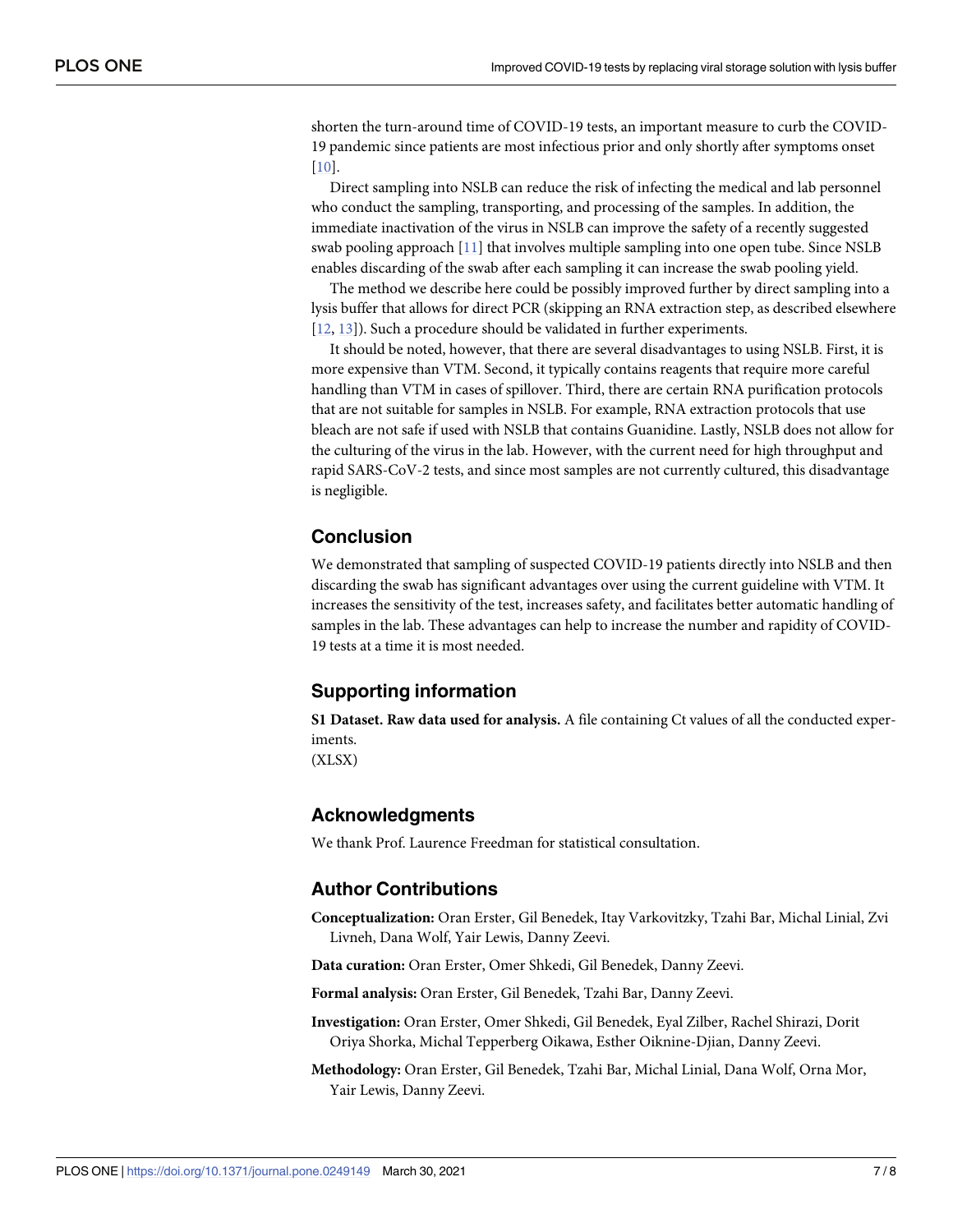shorten the turn-around time of COVID-19 tests, an important measure to curb the COVID-19 pandemic since patients are most infectious prior and only shortly after symptoms onset [10].

Direct sampling into NSLB can reduce the risk of infecting the medical and lab personnel who conduct the sampling, transporting, and processing of the samples. In addition, the immediate inactivation of the virus in NSLB can improve the safety of a recently suggested swab pooling approach [11] that involves multiple sampling into one open tube. Since NSLB enables discarding of the swab after each sampling it can increase the swab pooling yield.

The method we describe here could be possibly improved further by direct sampling into a lysis buffer that allows for direct PCR (skipping an RNA extraction step, as described elsewhere [12, 13]). Such a procedure should be validated in further experiments.

It should be noted, however, that there are several disadvantages to using NSLB. First, it is more expensive than VTM. Second, it typically contains reagents that require more careful handling than VTM in cases of spillover. Third, there are certain RNA purification protocols that are not suitable for samples in NSLB. For example, RNA extraction protocols that use bleach are not safe if used with NSLB that contains Guanidine. Lastly, NSLB does not allow for the culturing of the virus in the lab. However, with the current need for high throughput and rapid SARS-CoV-2 tests, and since most samples are not currently cultured, this disadvantage is negligible.

## Conclusion

We demonstrated that sampling of suspected COVID-19 patients directly into NSLB and then discarding the swab has significant advantages over using the current guideline with VTM. It increases the sensitivity of the test, increases safety, and facilitates better automatic handling of samples in the lab. These advantages can help to increase the number and rapidity of COVID-19 tests at a time it is most needed.

## Supporting information

**S1 Dataset. Raw data used for analysis.** A file containing Ct values of all the conducted experiments.
(XLSX)

## Acknowledgments

We thank Prof. Laurence Freedman for statistical consultation.

## Author Contributions

**Conceptualization:** Oran Erster, Gil Benedek, Itay Varkovitzky, Tzahi Bar, Michal Linial, Zvi Livneh, Dana Wolf, Yair Lewis, Danny Zeevi.

**Data curation:** Oran Erster, Omer Shkedi, Gil Benedek, Danny Zeevi.

**Formal analysis:** Oran Erster, Gil Benedek, Tzahi Bar, Danny Zeevi.

**Investigation:** Oran Erster, Omer Shkedi, Gil Benedek, Eyal Zilber, Rachel Shirazi, Dorit Oriya Shorka, Michal Tepperberg Oikawa, Esther Oiknine-Djian, Danny Zeevi.

**Methodology:** Oran Erster, Gil Benedek, Tzahi Bar, Michal Linial, Dana Wolf, Orna Mor, Yair Lewis, Danny Zeevi.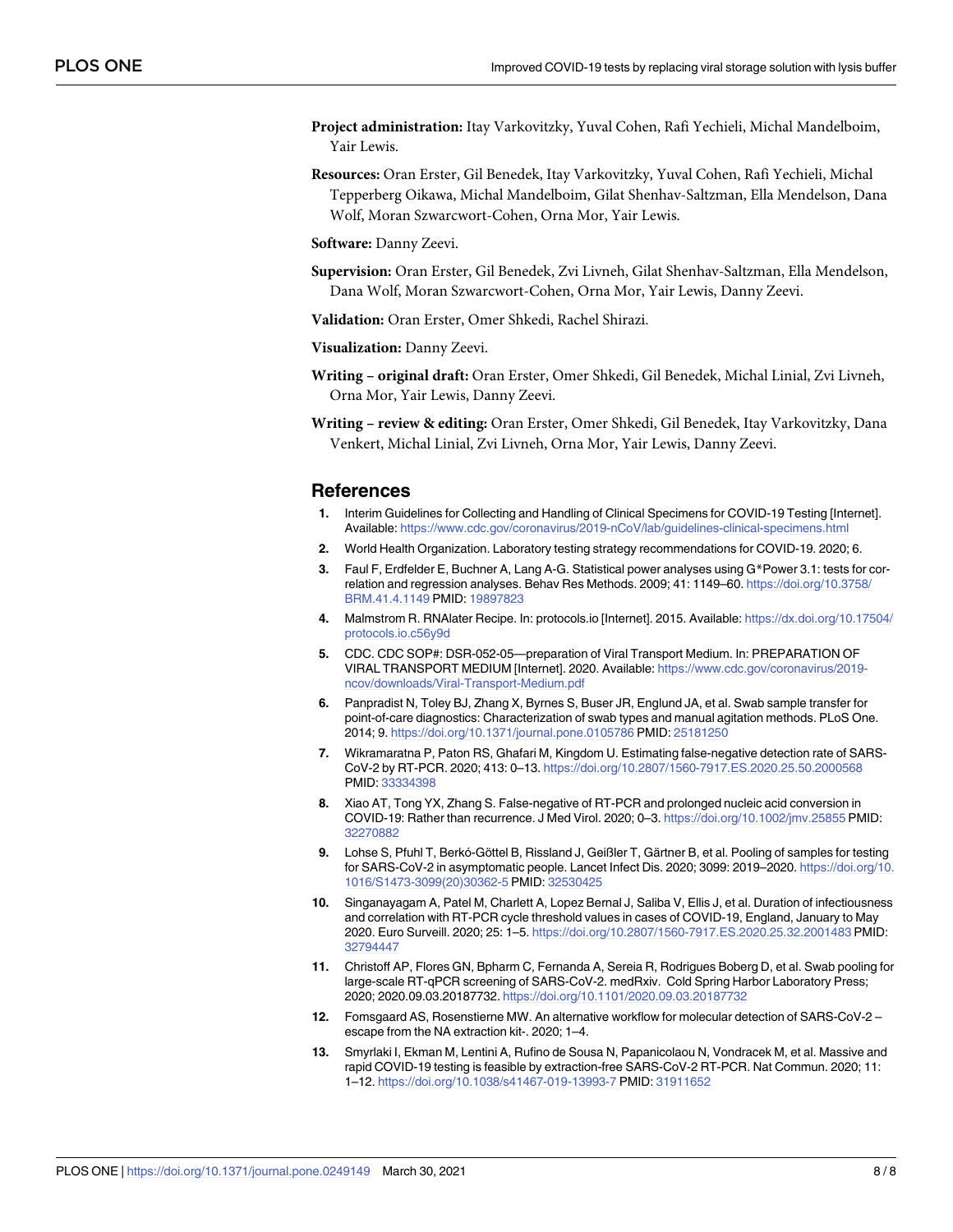**Project administration:** Itay Varkovitzky, Yuval Cohen, Rafi Yechieli, Michal Mandelboim, Yair Lewis.

**Resources:** Oran Erster, Gil Benedek, Itay Varkovitzky, Yuval Cohen, Rafi Yechieli, Michal Tepperberg Oikawa, Michal Mandelboim, Gilat Shenhav-Saltzman, Ella Mendelson, Dana Wolf, Moran Szwarcwort-Cohen, Orna Mor, Yair Lewis.

**Software:** Danny Zeevi.

**Supervision:** Oran Erster, Gil Benedek, Zvi Livneh, Gilat Shenhav-Saltzman, Ella Mendelson, Dana Wolf, Moran Szwarcwort-Cohen, Orna Mor, Yair Lewis, Danny Zeevi.

**Validation:** Oran Erster, Omer Shkedi, Rachel Shirazi.

**Visualization:** Danny Zeevi.

**Writing – original draft:** Oran Erster, Omer Shkedi, Gil Benedek, Michal Linial, Zvi Livneh, Orna Mor, Yair Lewis, Danny Zeevi.

**Writing – review & editing:** Oran Erster, Omer Shkedi, Gil Benedek, Itay Varkovitzky, Dana Venkert, Michal Linial, Zvi Livneh, Orna Mor, Yair Lewis, Danny Zeevi.

## References

1. Interim Guidelines for Collecting and Handling of Clinical Specimens for COVID-19 Testing [Internet]. Available: https://www.cdc.gov/coronavirus/2019-nCoV/lab/guidelines-clinical-specimens.html
2. World Health Organization. Laboratory testing strategy recommendations for COVID-19. 2020; 6.
3. Faul F, Erdfelder E, Buchner A, Lang A-G. Statistical power analyses using G*Power 3.1: tests for correlation and regression analyses. Behav Res Methods. 2009; 41: 1149–60. https://doi.org/10.3758/BRM.41.4.1149 PMID: 19897823
4. Malmstrom R. RNAlater Recipe. In: protocols.io [Internet]. 2015. Available: https://dx.doi.org/10.17504/protocols.io.c56y9d
5. CDC. CDC SOP#: DSR-052-05—preparation of Viral Transport Medium. In: PREPARATION OF VIRAL TRANSPORT MEDIUM [Internet]. 2020. Available: https://www.cdc.gov/coronavirus/2019-ncov/downloads/Viral-Transport-Medium.pdf
6. Panpradist N, Toley BJ, Zhang X, Byrnes S, Buser JR, Englund JA, et al. Swab sample transfer for point-of-care diagnostics: Characterization of swab types and manual agitation methods. PLoS One. 2014; 9. https://doi.org/10.1371/journal.pone.0105786 PMID: 25181250
7. Wikramaratna P, Paton RS, Ghafari M, Kingdom U. Estimating false-negative detection rate of SARS-CoV-2 by RT-PCR. 2020; 413: 0–13. https://doi.org/10.2807/1560-7917.ES.2020.25.50.2000568 PMID: 33334398
8. Xiao AT, Tong YX, Zhang S. False-negative of RT-PCR and prolonged nucleic acid conversion in COVID-19: Rather than recurrence. J Med Virol. 2020; 0–3. https://doi.org/10.1002/jmv.25855 PMID: 32270882
9. Lohse S, Pfuhl T, Berkó-Göttel B, Rissland J, Geißler T, Gärtner B, et al. Pooling of samples for testing for SARS-CoV-2 in asymptomatic people. Lancet Infect Dis. 2020; 3099: 2019–2020. https://doi.org/10.1016/S1473-3099(20)30362-5 PMID: 32530425
10. Singanayagam A, Patel M, Charlett A, Lopez Bernal J, Saliba V, Ellis J, et al. Duration of infectiousness and correlation with RT-PCR cycle threshold values in cases of COVID-19, England, January to May 2020. Euro Surveill. 2020; 25: 1–5. https://doi.org/10.2807/1560-7917.ES.2020.25.32.2001483 PMID: 32794447
11. Christoff AP, Flores GN, Bpharm C, Fernanda A, Sereia R, Rodrigues Boberg D, et al. Swab pooling for large-scale RT-qPCR screening of SARS-CoV-2. medRxiv. Cold Spring Harbor Laboratory Press; 2020; 2020.09.03.20187732. https://doi.org/10.1101/2020.09.03.20187732
12. Fomsgaard AS, Rosenstierne MW. An alternative workflow for molecular detection of SARS-CoV-2 – escape from the NA extraction kit-. 2020; 1–4.
13. Smyrlaki I, Ekman M, Lentini A, Rufino de Sousa N, Papanicolaou N, Vondracek M, et al. Massive and rapid COVID-19 testing is feasible by extraction-free SARS-CoV-2 RT-PCR. Nat Commun. 2020; 11: 1–12. https://doi.org/10.1038/s41467-019-13993-7 PMID: 31911652